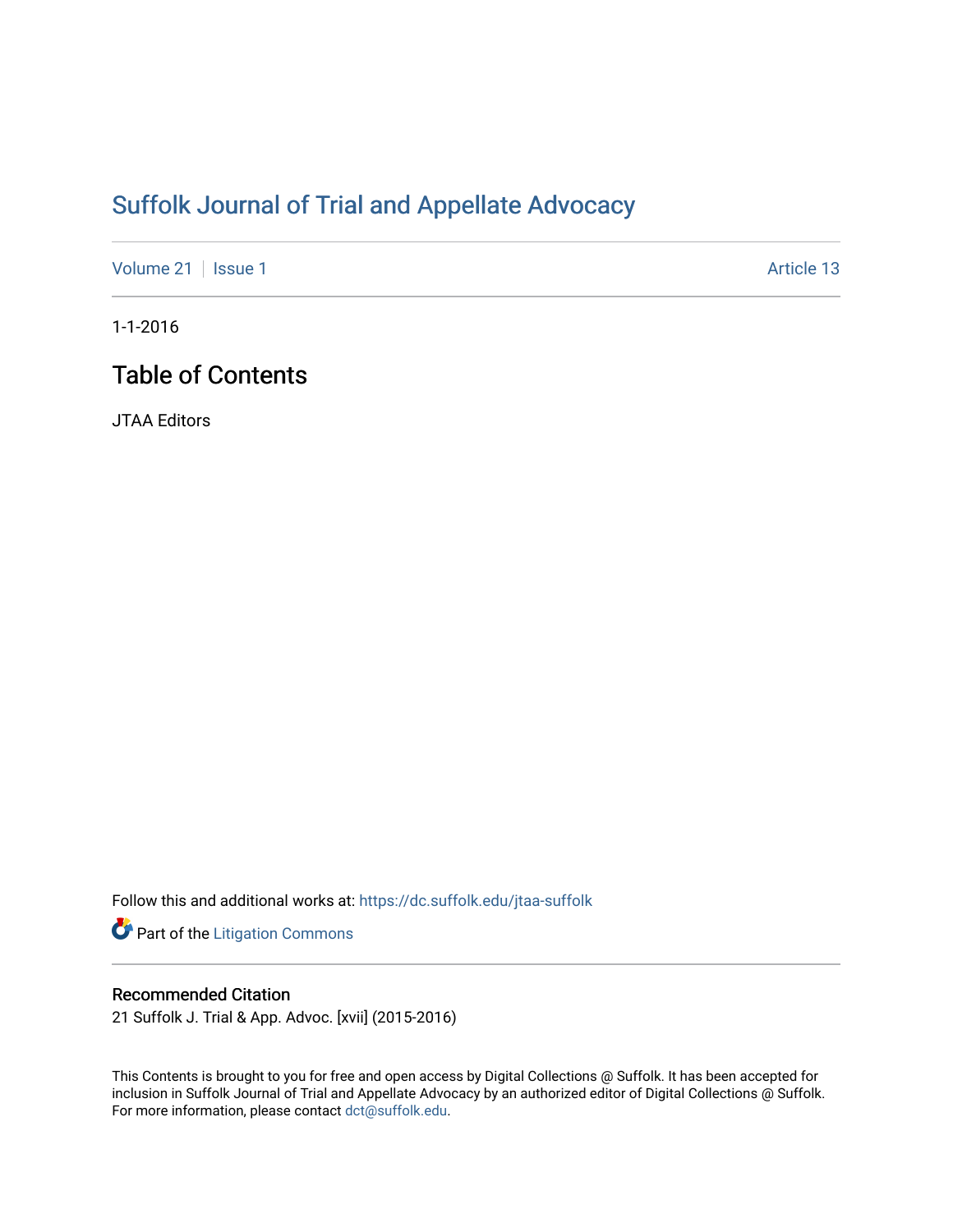# Suffolk Journal of Trial and Appellate Advocacy

Volume 21 | Issue 1 Article 13

1-1-2016

## Table of Contents

JTAA Editors

Follow this and additional works at: https://dc.suffolk.edu/jtaa-suffolk

Part of the Litigation Commons

### Recommended Citation

21 Suffolk J. Trial & App. Advoc. [xvii] (2015-2016)

This Contents is brought to you for free and open access by Digital Collections @ Suffolk. It has been accepted for inclusion in Suffolk Journal of Trial and Appellate Advocacy by an authorized editor of Digital Collections @ Suffolk. For more information, please contact dct@suffolk.edu.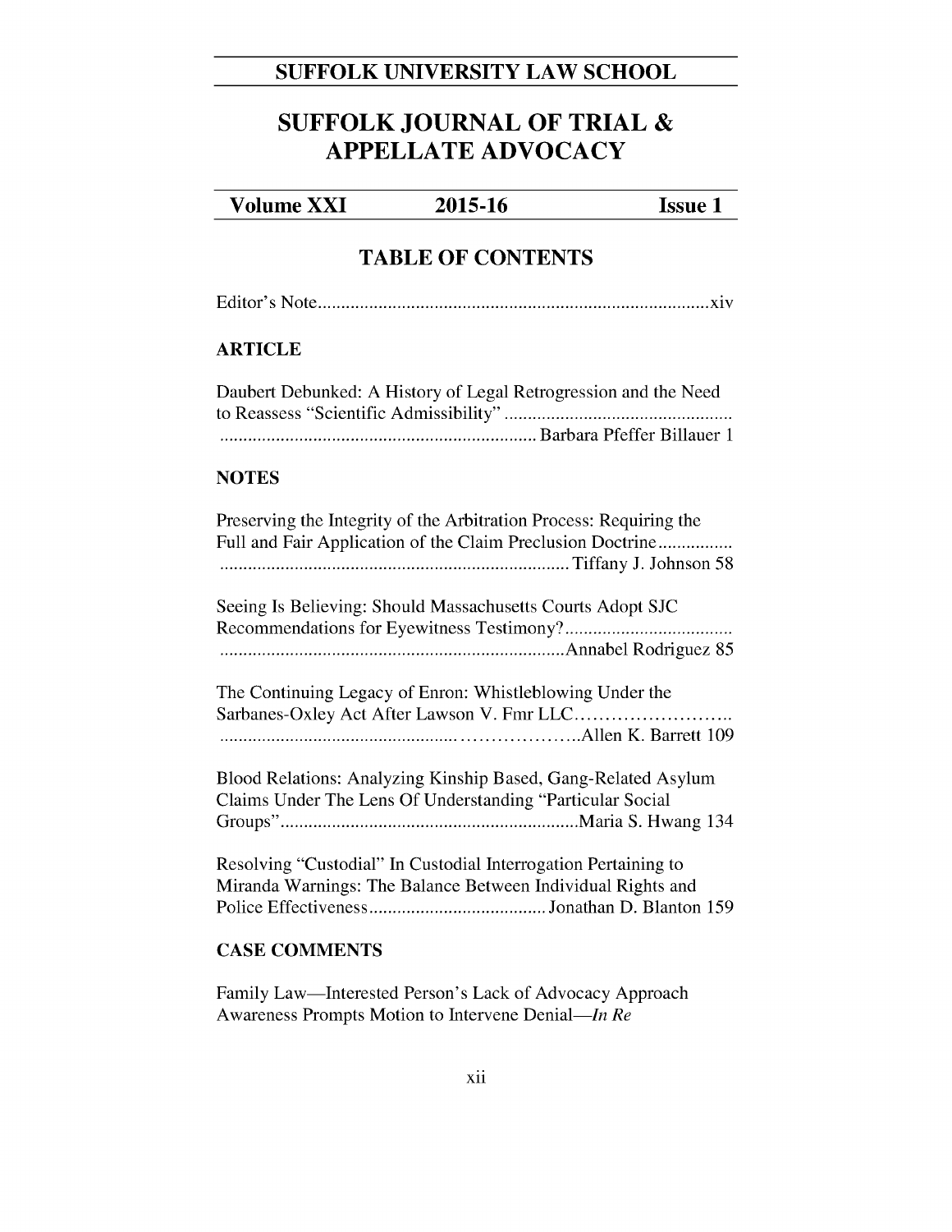# SUFFOLK UNIVERSITY LAW SCHOOL

# SUFFOLK JOURNAL OF TRIAL & APPELLATE ADVOCACY

| Volume XXI | 2015-16 | Issue 1 |
|---|---|---|

## TABLE OF CONTENTS

Editor's Note ........................................................................................ xiv

### ARTICLE

Daubert Debunked: A History of Legal Retrogression and the Need to Reassess "Scientific Admissibility" ........................................................................................ Barbara Pfeffer Billauer 1

### NOTES

Preserving the Integrity of the Arbitration Process: Requiring the Full and Fair Application of the Claim Preclusion Doctrine ........................................................................................ Tiffany J. Johnson 58

Seeing Is Believing: Should Massachusetts Courts Adopt SJC Recommendations for Eyewitness Testimony? ........................................................................................ Annabel Rodriguez 85

The Continuing Legacy of Enron: Whistleblowing Under the Sarbanes-Oxley Act After Lawson V. Fmr LLC ........................................................................................ Allen K. Barrett 109

Blood Relations: Analyzing Kinship Based, Gang-Related Asylum Claims Under The Lens Of Understanding "Particular Social Groups" ........................................................................................ Maria S. Hwang 134

Resolving "Custodial" In Custodial Interrogation Pertaining to Miranda Warnings: The Balance Between Individual Rights and Police Effectiveness ........................................................................................ Jonathan D. Blanton 159

### CASE COMMENTS

Family Law—Interested Person's Lack of Advocacy Approach Awareness Prompts Motion to Intervene Denial—*In Re*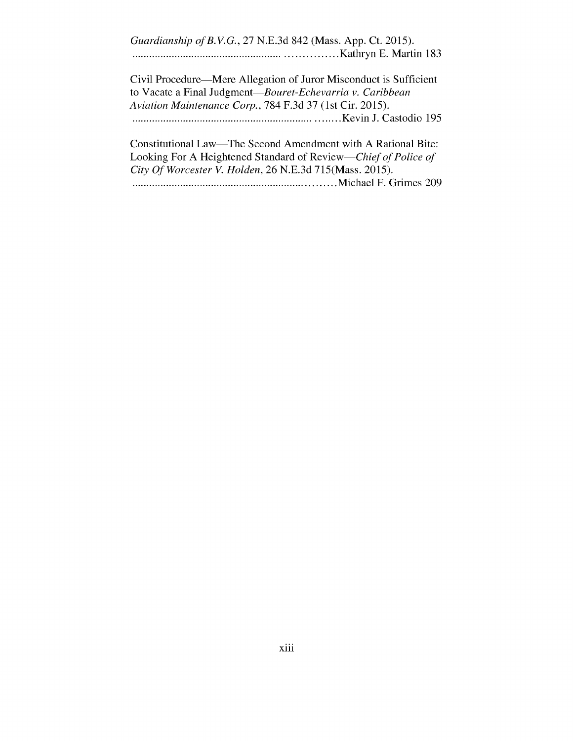*Guardianship of B.V.G.*, 27 N.E.3d 842 (Mass. App. Ct. 2015).
..................................................... ...............Kathryn E. Martin 183

Civil Procedure—Mere Allegation of Juror Misconduct is Sufficient to Vacate a Final Judgment—*Bouret-Echevarria v. Caribbean Aviation Maintenance Corp.*, 784 F.3d 37 (1st Cir. 2015).
................................................................ .......Kevin J. Castodio 195

Constitutional Law—The Second Amendment with A Rational Bite: Looking For A Heightened Standard of Review—*Chief of Police of City Of Worcester V. Holden*, 26 N.E.3d 715(Mass. 2015).
..........................................................................Michael F. Grimes 209